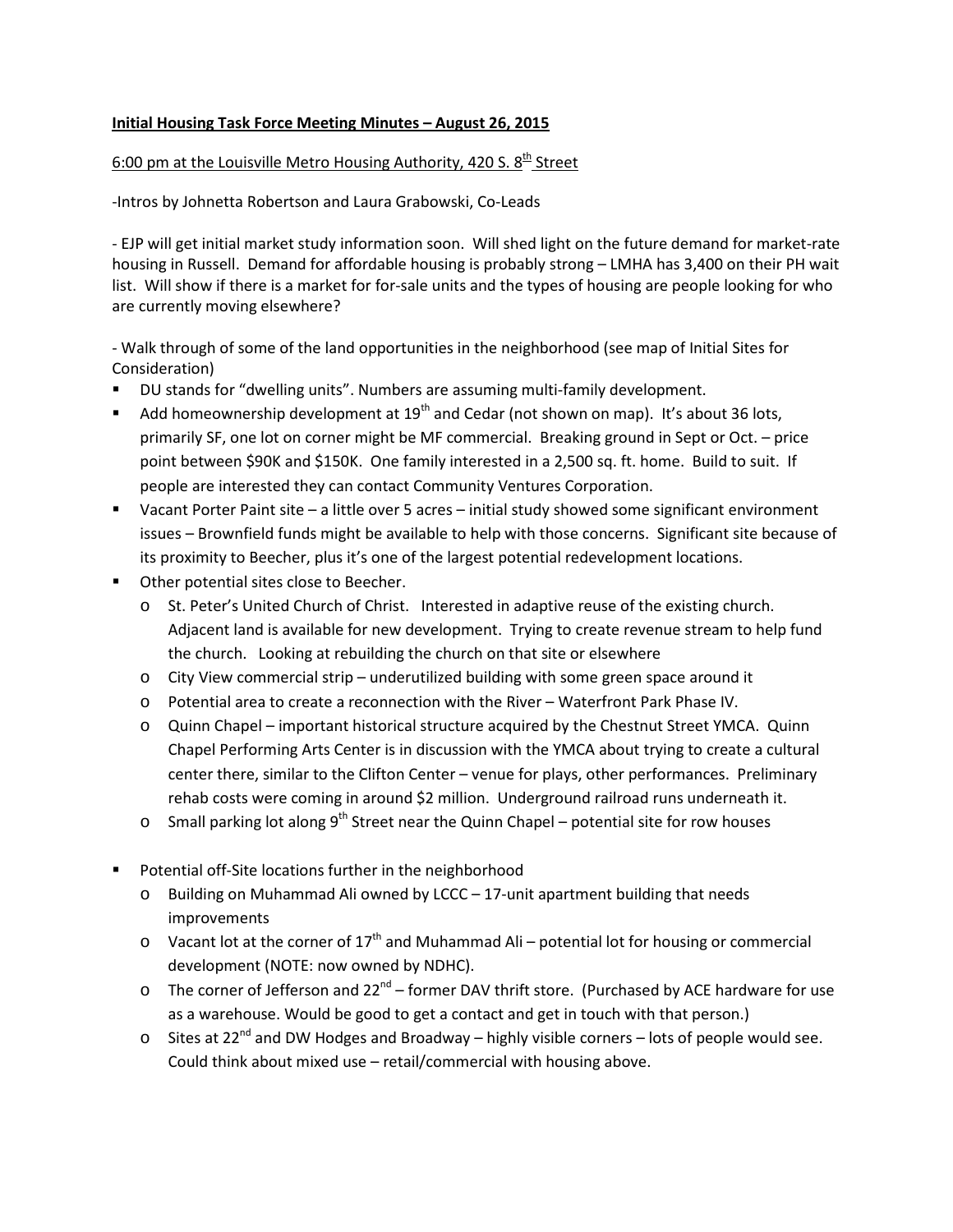**Initial Housing Task Force Meeting Minutes – August 26, 2015**

6:00 pm at the Louisville Metro Housing Authority, 420 S. 8th Street

-Intros by Johnetta Robertson and Laura Grabowski, Co-Leads

- EJP will get initial market study information soon. Will shed light on the future demand for market-rate housing in Russell. Demand for affordable housing is probably strong – LMHA has 3,400 on their PH wait list. Will show if there is a market for for-sale units and the types of housing are people looking for who are currently moving elsewhere?

- Walk through of some of the land opportunities in the neighborhood (see map of Initial Sites for Consideration)

- DU stands for "dwelling units". Numbers are assuming multi-family development.
- Add homeownership development at 19th and Cedar (not shown on map). It's about 36 lots, primarily SF, one lot on corner might be MF commercial. Breaking ground in Sept or Oct. – price point between $90K and $150K. One family interested in a 2,500 sq. ft. home. Build to suit. If people are interested they can contact Community Ventures Corporation.
- Vacant Porter Paint site – a little over 5 acres – initial study showed some significant environment issues – Brownfield funds might be available to help with those concerns. Significant site because of its proximity to Beecher, plus it's one of the largest potential redevelopment locations.
- Other potential sites close to Beecher.
  - St. Peter's United Church of Christ. Interested in adaptive reuse of the existing church. Adjacent land is available for new development. Trying to create revenue stream to help fund the church. Looking at rebuilding the church on that site or elsewhere
  - City View commercial strip – underutilized building with some green space around it
  - Potential area to create a reconnection with the River – Waterfront Park Phase IV.
  - Quinn Chapel – important historical structure acquired by the Chestnut Street YMCA. Quinn Chapel Performing Arts Center is in discussion with the YMCA about trying to create a cultural center there, similar to the Clifton Center – venue for plays, other performances. Preliminary rehab costs were coming in around $2 million. Underground railroad runs underneath it.
  - Small parking lot along 9th Street near the Quinn Chapel – potential site for row houses
- Potential off-Site locations further in the neighborhood
  - Building on Muhammad Ali owned by LCCC – 17-unit apartment building that needs improvements
  - Vacant lot at the corner of 17th and Muhammad Ali – potential lot for housing or commercial development (NOTE: now owned by NDHC).
  - The corner of Jefferson and 22nd – former DAV thrift store. (Purchased by ACE hardware for use as a warehouse. Would be good to get a contact and get in touch with that person.)
  - Sites at 22nd and DW Hodges and Broadway – highly visible corners – lots of people would see. Could think about mixed use – retail/commercial with housing above.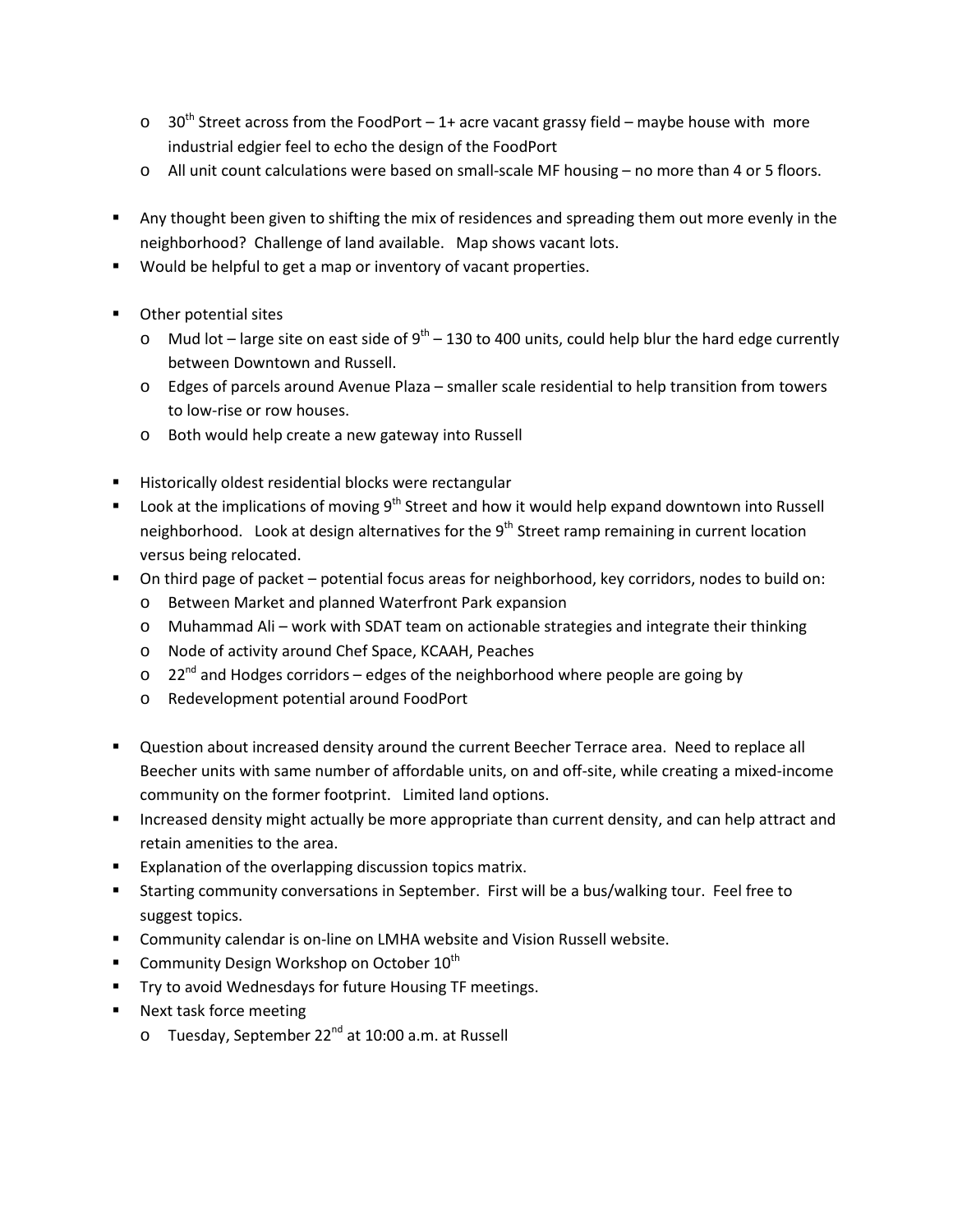- 30th Street across from the FoodPort – 1+ acre vacant grassy field – maybe house with more industrial edgier feel to echo the design of the FoodPort
  - All unit count calculations were based on small-scale MF housing – no more than 4 or 5 floors.

- Any thought been given to shifting the mix of residences and spreading them out more evenly in the neighborhood? Challenge of land available. Map shows vacant lots.
- Would be helpful to get a map or inventory of vacant properties.

- Other potential sites
  - Mud lot – large site on east side of 9th – 130 to 400 units, could help blur the hard edge currently between Downtown and Russell.
  - Edges of parcels around Avenue Plaza – smaller scale residential to help transition from towers to low-rise or row houses.
  - Both would help create a new gateway into Russell

- Historically oldest residential blocks were rectangular
- Look at the implications of moving 9th Street and how it would help expand downtown into Russell neighborhood. Look at design alternatives for the 9th Street ramp remaining in current location versus being relocated.
- On third page of packet – potential focus areas for neighborhood, key corridors, nodes to build on:
  - Between Market and planned Waterfront Park expansion
  - Muhammad Ali – work with SDAT team on actionable strategies and integrate their thinking
  - Node of activity around Chef Space, KCAAH, Peaches
  - 22nd and Hodges corridors – edges of the neighborhood where people are going by
  - Redevelopment potential around FoodPort

- Question about increased density around the current Beecher Terrace area. Need to replace all Beecher units with same number of affordable units, on and off-site, while creating a mixed-income community on the former footprint. Limited land options.
- Increased density might actually be more appropriate than current density, and can help attract and retain amenities to the area.
- Explanation of the overlapping discussion topics matrix.
- Starting community conversations in September. First will be a bus/walking tour. Feel free to suggest topics.
- Community calendar is on-line on LMHA website and Vision Russell website.
- Community Design Workshop on October 10th
- Try to avoid Wednesdays for future Housing TF meetings.
- Next task force meeting
  - Tuesday, September 22nd at 10:00 a.m. at Russell